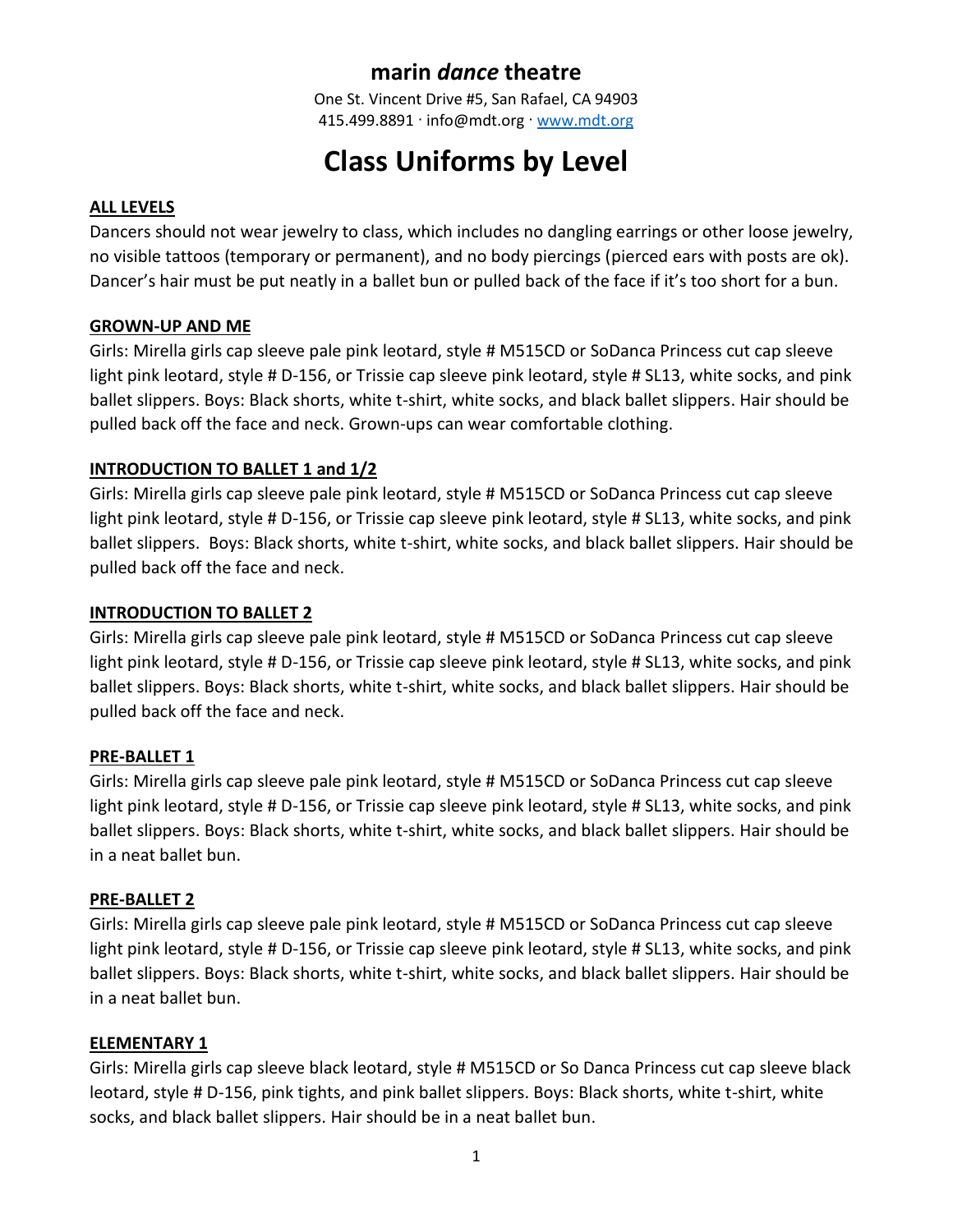# marin *dance* theatre

One St. Vincent Drive #5, San Rafael, CA 94903
415.499.8891 · info@mdt.org · www.mdt.org

# Class Uniforms by Level

## ALL LEVELS

Dancers should not wear jewelry to class, which includes no dangling earrings or other loose jewelry, no visible tattoos (temporary or permanent), and no body piercings (pierced ears with posts are ok). Dancer's hair must be put neatly in a ballet bun or pulled back of the face if it's too short for a bun.

## GROWN-UP AND ME

Girls: Mirella girls cap sleeve pale pink leotard, style # M515CD or SoDanca Princess cut cap sleeve light pink leotard, style # D-156, or Trissie cap sleeve pink leotard, style # SL13, white socks, and pink ballet slippers. Boys: Black shorts, white t-shirt, white socks, and black ballet slippers. Hair should be pulled back off the face and neck. Grown-ups can wear comfortable clothing.

## INTRODUCTION TO BALLET 1 and 1/2

Girls: Mirella girls cap sleeve pale pink leotard, style # M515CD or SoDanca Princess cut cap sleeve light pink leotard, style # D-156, or Trissie cap sleeve pink leotard, style # SL13, white socks, and pink ballet slippers. Boys: Black shorts, white t-shirt, white socks, and black ballet slippers. Hair should be pulled back off the face and neck.

## INTRODUCTION TO BALLET 2

Girls: Mirella girls cap sleeve pale pink leotard, style # M515CD or SoDanca Princess cut cap sleeve light pink leotard, style # D-156, or Trissie cap sleeve pink leotard, style # SL13, white socks, and pink ballet slippers. Boys: Black shorts, white t-shirt, white socks, and black ballet slippers. Hair should be pulled back off the face and neck.

## PRE-BALLET 1

Girls: Mirella girls cap sleeve pale pink leotard, style # M515CD or SoDanca Princess cut cap sleeve light pink leotard, style # D-156, or Trissie cap sleeve pink leotard, style # SL13, white socks, and pink ballet slippers. Boys: Black shorts, white t-shirt, white socks, and black ballet slippers. Hair should be in a neat ballet bun.

## PRE-BALLET 2

Girls: Mirella girls cap sleeve pale pink leotard, style # M515CD or SoDanca Princess cut cap sleeve light pink leotard, style # D-156, or Trissie cap sleeve pink leotard, style # SL13, white socks, and pink ballet slippers. Boys: Black shorts, white t-shirt, white socks, and black ballet slippers. Hair should be in a neat ballet bun.

## ELEMENTARY 1

Girls: Mirella girls cap sleeve black leotard, style # M515CD or So Danca Princess cut cap sleeve black leotard, style # D-156, pink tights, and pink ballet slippers. Boys: Black shorts, white t-shirt, white socks, and black ballet slippers. Hair should be in a neat ballet bun.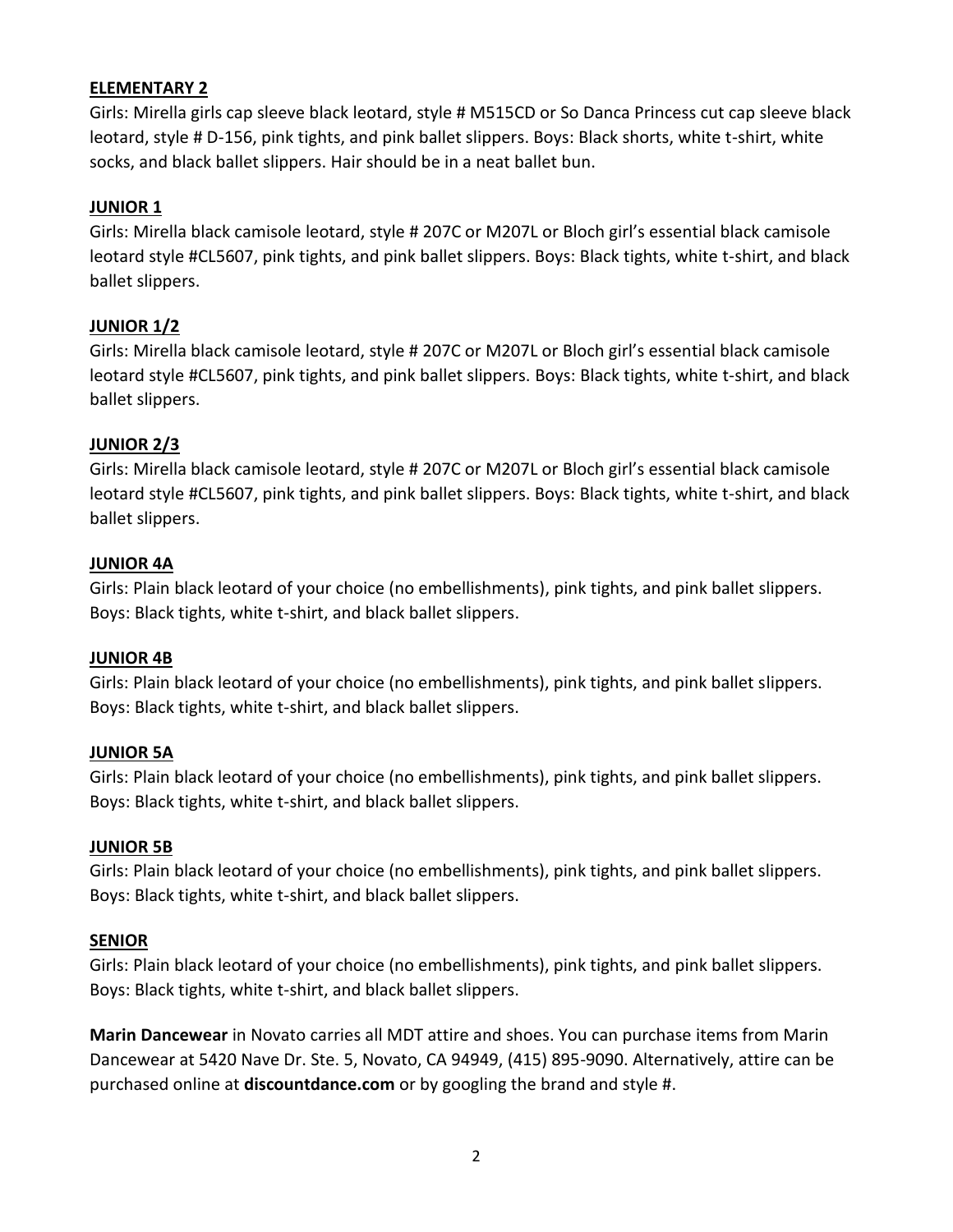**ELEMENTARY 2**

Girls: Mirella girls cap sleeve black leotard, style # M515CD or So Danca Princess cut cap sleeve black leotard, style # D-156, pink tights, and pink ballet slippers. Boys: Black shorts, white t-shirt, white socks, and black ballet slippers. Hair should be in a neat ballet bun.

**JUNIOR 1**

Girls: Mirella black camisole leotard, style # 207C or M207L or Bloch girl's essential black camisole leotard style #CL5607, pink tights, and pink ballet slippers. Boys: Black tights, white t-shirt, and black ballet slippers.

**JUNIOR 1/2**

Girls: Mirella black camisole leotard, style # 207C or M207L or Bloch girl's essential black camisole leotard style #CL5607, pink tights, and pink ballet slippers. Boys: Black tights, white t-shirt, and black ballet slippers.

**JUNIOR 2/3**

Girls: Mirella black camisole leotard, style # 207C or M207L or Bloch girl's essential black camisole leotard style #CL5607, pink tights, and pink ballet slippers. Boys: Black tights, white t-shirt, and black ballet slippers.

**JUNIOR 4A**

Girls: Plain black leotard of your choice (no embellishments), pink tights, and pink ballet slippers. Boys: Black tights, white t-shirt, and black ballet slippers.

**JUNIOR 4B**

Girls: Plain black leotard of your choice (no embellishments), pink tights, and pink ballet slippers. Boys: Black tights, white t-shirt, and black ballet slippers.

**JUNIOR 5A**

Girls: Plain black leotard of your choice (no embellishments), pink tights, and pink ballet slippers. Boys: Black tights, white t-shirt, and black ballet slippers.

**JUNIOR 5B**

Girls: Plain black leotard of your choice (no embellishments), pink tights, and pink ballet slippers. Boys: Black tights, white t-shirt, and black ballet slippers.

**SENIOR**

Girls: Plain black leotard of your choice (no embellishments), pink tights, and pink ballet slippers. Boys: Black tights, white t-shirt, and black ballet slippers.

**Marin Dancewear** in Novato carries all MDT attire and shoes. You can purchase items from Marin Dancewear at 5420 Nave Dr. Ste. 5, Novato, CA 94949, (415) 895-9090. Alternatively, attire can be purchased online at **discountdance.com** or by googling the brand and style #.